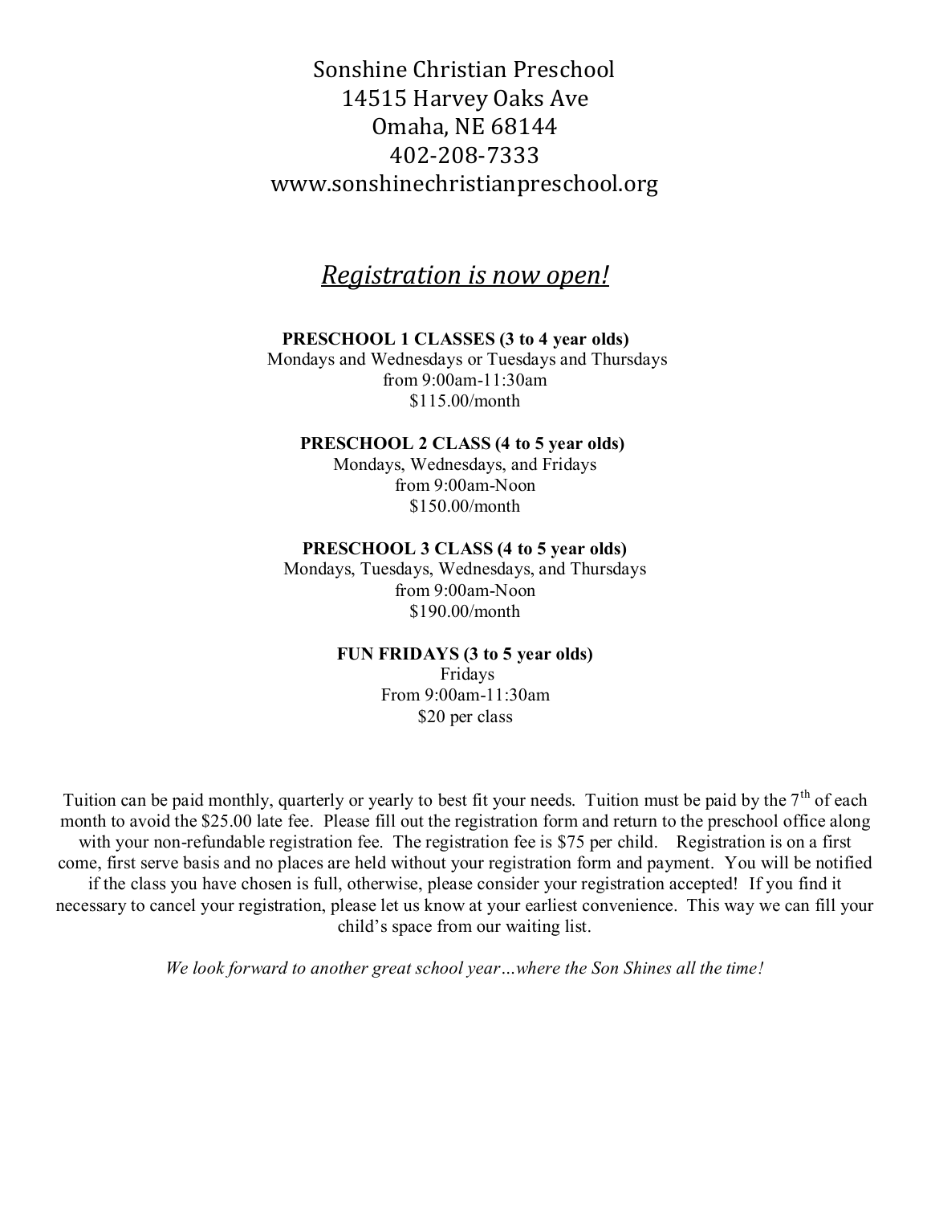Sonshine Christian Preschool
14515 Harvey Oaks Ave
Omaha, NE 68144
402-208-7333
www.sonshinechristianpreschool.org

## *Registration is now open!*

**PRESCHOOL 1 CLASSES (3 to 4 year olds)**
Mondays and Wednesdays or Tuesdays and Thursdays
from 9:00am-11:30am
$115.00/month

**PRESCHOOL 2 CLASS (4 to 5 year olds)**
Mondays, Wednesdays, and Fridays
from 9:00am-Noon
$150.00/month

**PRESCHOOL 3 CLASS (4 to 5 year olds)**
Mondays, Tuesdays, Wednesdays, and Thursdays
from 9:00am-Noon
$190.00/month

**FUN FRIDAYS (3 to 5 year olds)**
Fridays
From 9:00am-11:30am
$20 per class

Tuition can be paid monthly, quarterly or yearly to best fit your needs. Tuition must be paid by the 7th of each month to avoid the $25.00 late fee. Please fill out the registration form and return to the preschool office along with your non-refundable registration fee. The registration fee is $75 per child. Registration is on a first come, first serve basis and no places are held without your registration form and payment. You will be notified if the class you have chosen is full, otherwise, please consider your registration accepted! If you find it necessary to cancel your registration, please let us know at your earliest convenience. This way we can fill your child's space from our waiting list.

*We look forward to another great school year…where the Son Shines all the time!*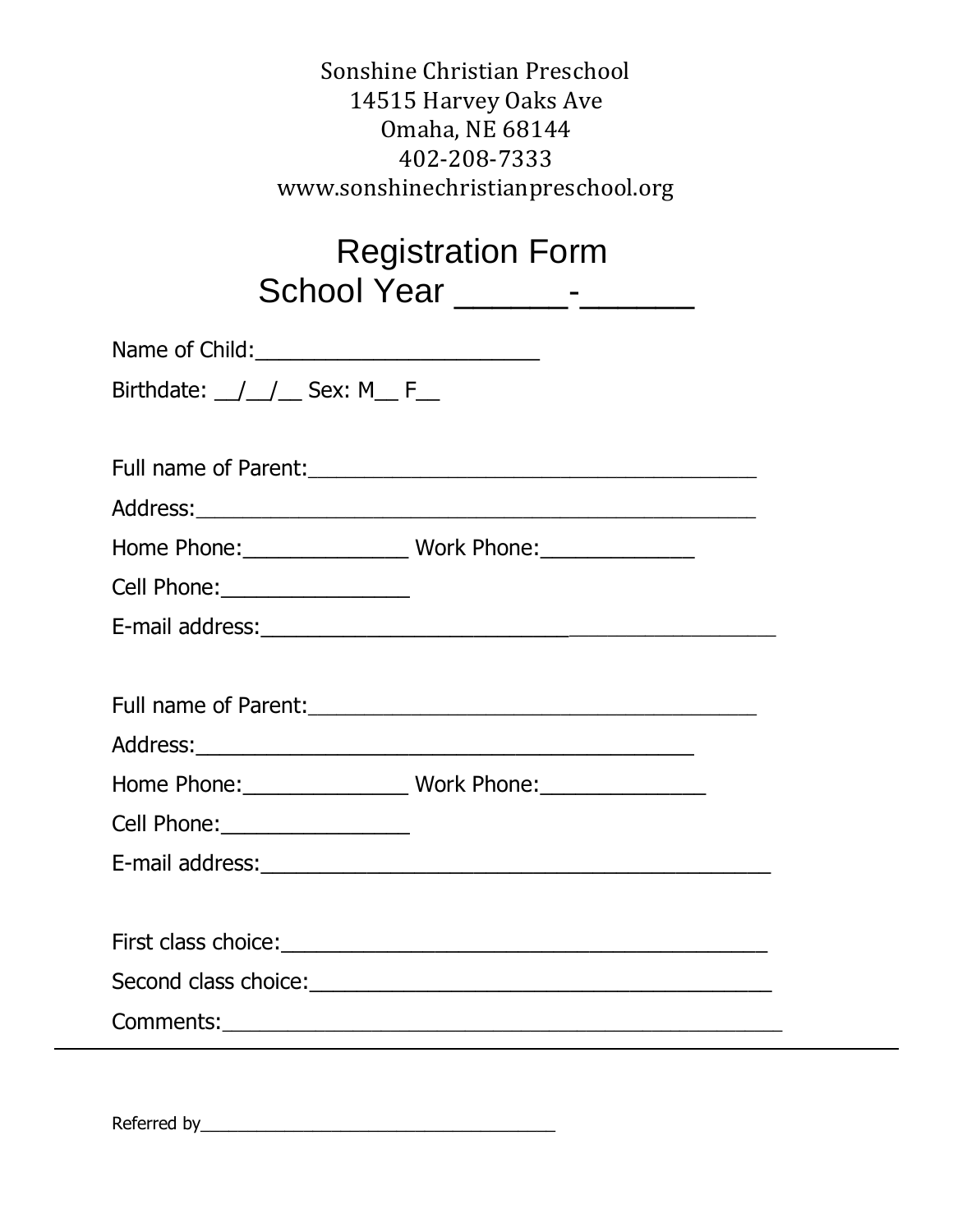Sonshine Christian Preschool
14515 Harvey Oaks Ave
Omaha, NE 68144
402-208-7333
www.sonshinechristianpreschool.org

# Registration Form
## School Year ______-______

Name of Child:________________________

Birthdate: __/__/__ Sex: M__ F__

Full name of Parent:_______________________________________

Address:__________________________________________________

Home Phone:______________ Work Phone:_____________

Cell Phone:________________

E-mail address:____________________________________________

Full name of Parent:_______________________________________

Address:__________________________________________

Home Phone:______________ Work Phone:______________

Cell Phone:________________

E-mail address:____________________________________________

First class choice:__________________________________________

Second class choice:________________________________________

Comments:_________________________________________________

---

Referred by_______________________________________